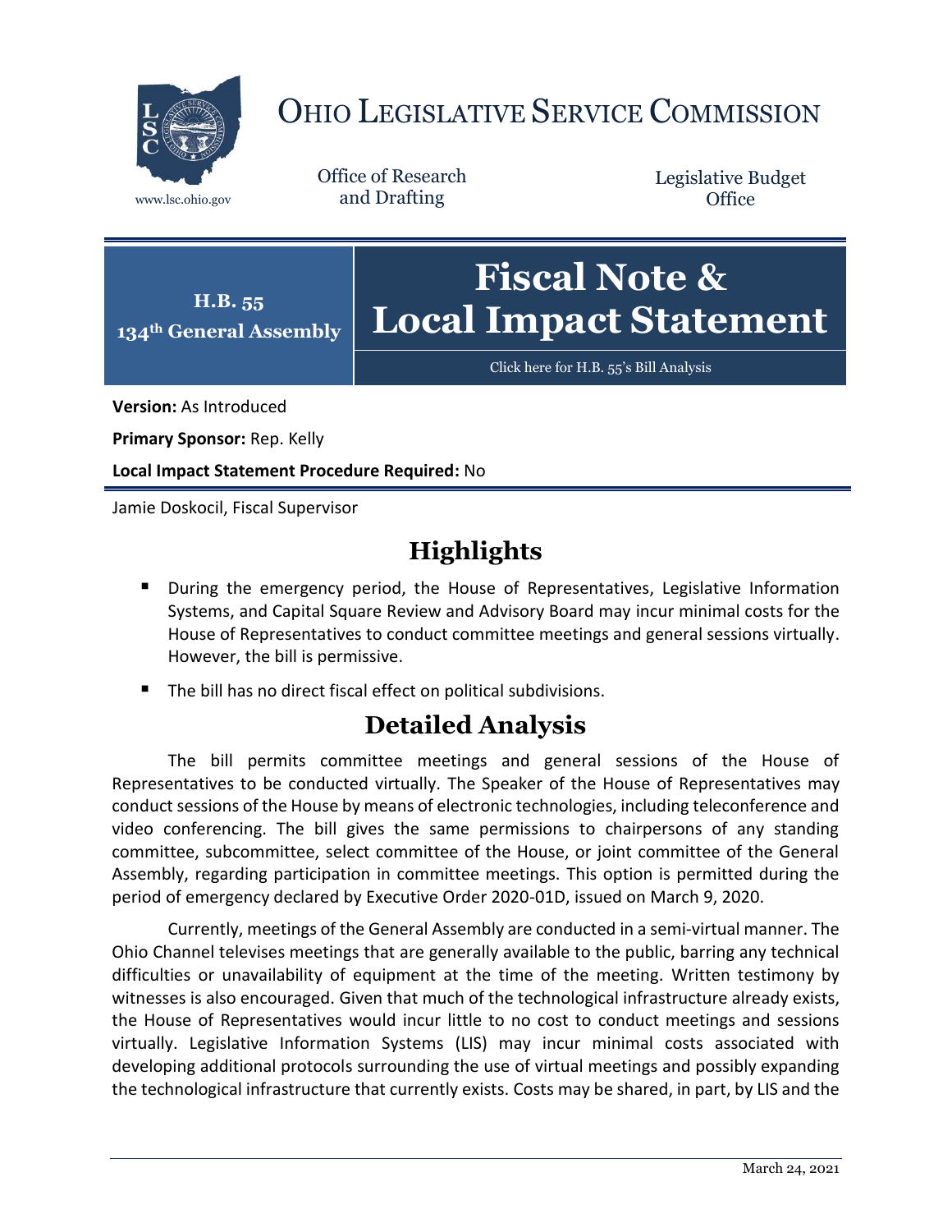# OHIO LEGISLATIVE SERVICE COMMISSION

www.lsc.ohio.gov

Office of Research and Drafting

Legislative Budget Office

**H.B. 55**
**134th General Assembly**

# Fiscal Note & Local Impact Statement

Click here for H.B. 55's Bill Analysis

**Version:** As Introduced

**Primary Sponsor:** Rep. Kelly

**Local Impact Statement Procedure Required:** No

Jamie Doskocil, Fiscal Supervisor

## Highlights

- During the emergency period, the House of Representatives, Legislative Information Systems, and Capital Square Review and Advisory Board may incur minimal costs for the House of Representatives to conduct committee meetings and general sessions virtually. However, the bill is permissive.
- The bill has no direct fiscal effect on political subdivisions.

## Detailed Analysis

The bill permits committee meetings and general sessions of the House of Representatives to be conducted virtually. The Speaker of the House of Representatives may conduct sessions of the House by means of electronic technologies, including teleconference and video conferencing. The bill gives the same permissions to chairpersons of any standing committee, subcommittee, select committee of the House, or joint committee of the General Assembly, regarding participation in committee meetings. This option is permitted during the period of emergency declared by Executive Order 2020-01D, issued on March 9, 2020.

Currently, meetings of the General Assembly are conducted in a semi-virtual manner. The Ohio Channel televises meetings that are generally available to the public, barring any technical difficulties or unavailability of equipment at the time of the meeting. Written testimony by witnesses is also encouraged. Given that much of the technological infrastructure already exists, the House of Representatives would incur little to no cost to conduct meetings and sessions virtually. Legislative Information Systems (LIS) may incur minimal costs associated with developing additional protocols surrounding the use of virtual meetings and possibly expanding the technological infrastructure that currently exists. Costs may be shared, in part, by LIS and the

March 24, 2021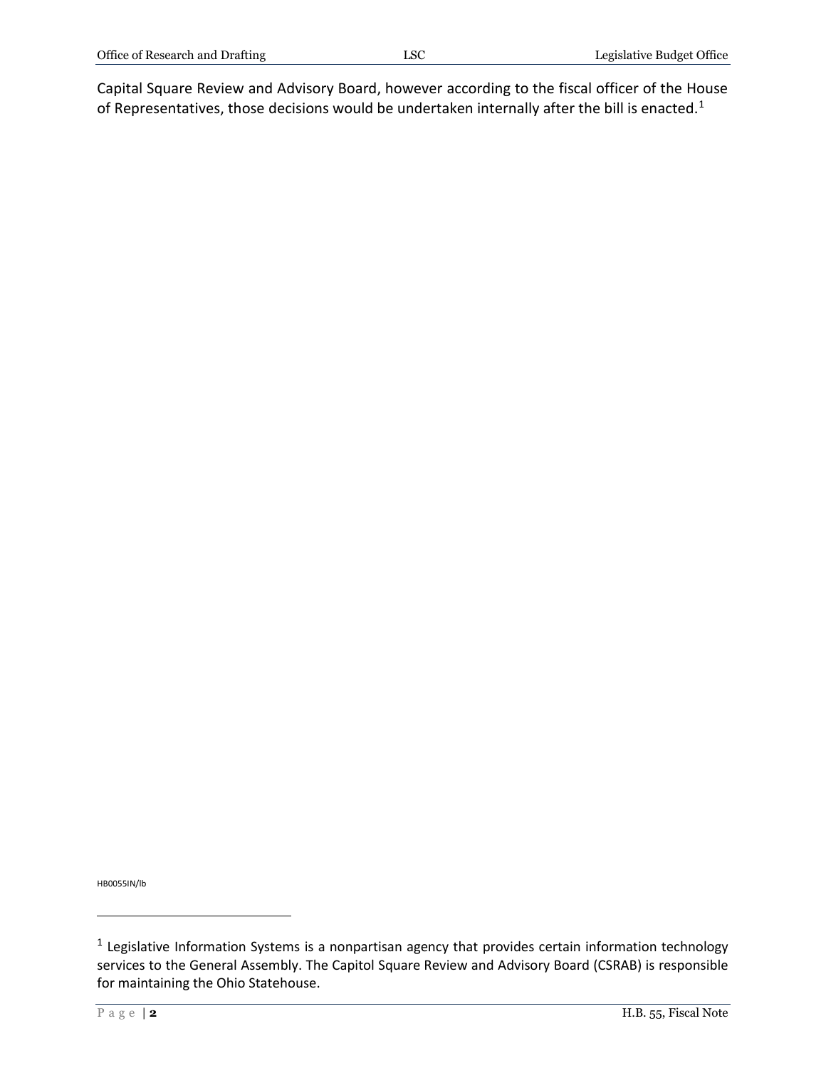Capital Square Review and Advisory Board, however according to the fiscal officer of the House of Representatives, those decisions would be undertaken internally after the bill is enacted.[1]

HB0055IN/lb

[1] Legislative Information Systems is a nonpartisan agency that provides certain information technology services to the General Assembly. The Capitol Square Review and Advisory Board (CSRAB) is responsible for maintaining the Ohio Statehouse.